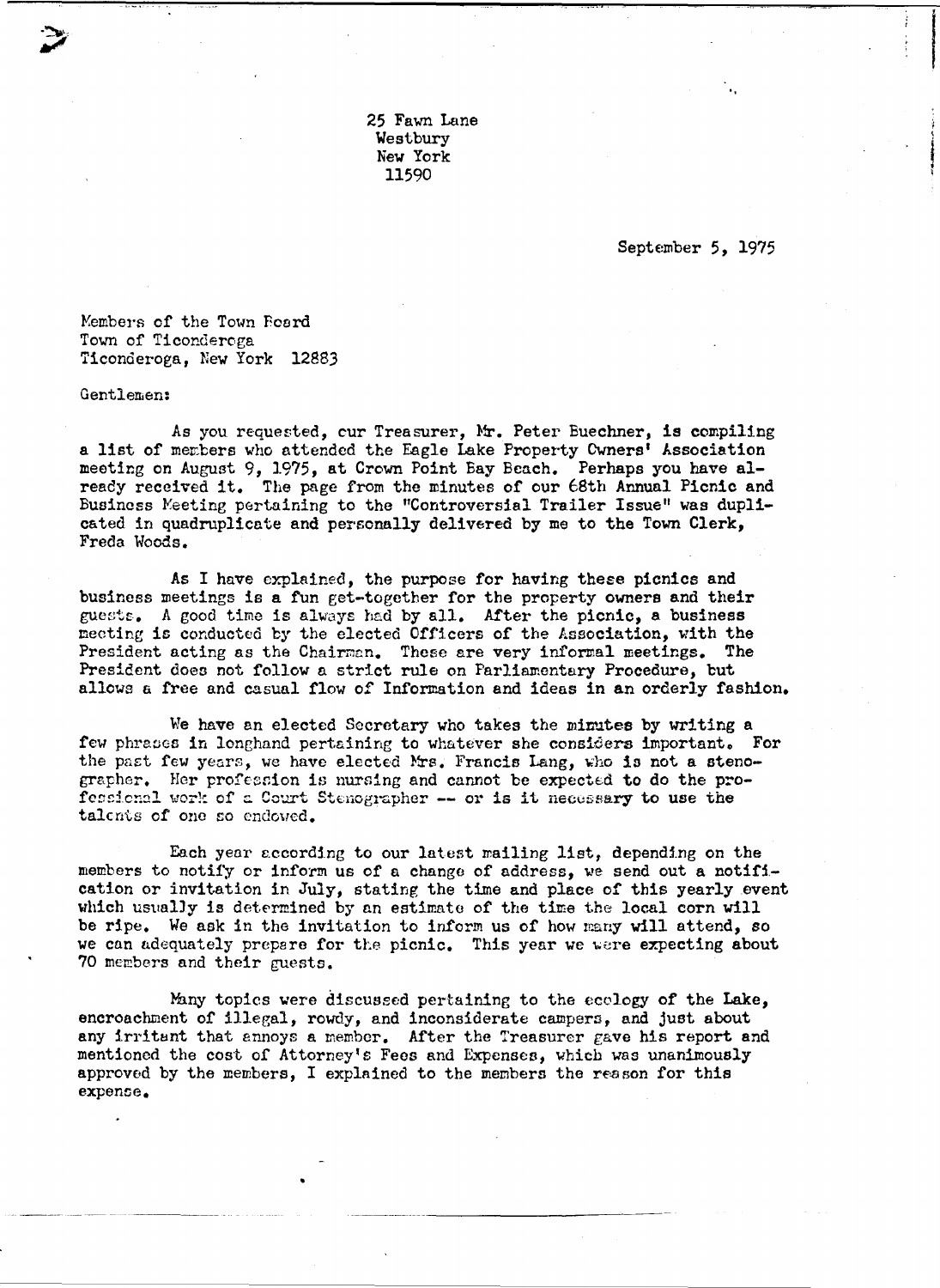25 Fawn Lane
Westbury
New York
11590

September 5, 1975

Members of the Town Board
Town of Ticonderoga
Ticonderoga, New York 12883

Gentlemen:

As you requested, our Treasurer, Mr. Peter Buechner, is compiling a list of members who attended the Eagle Lake Property Owners' Association meeting on August 9, 1975, at Crown Point Bay Beach. Perhaps you have already received it. The page from the minutes of our 68th Annual Picnic and Business Meeting pertaining to the "Controversial Trailer Issue" was duplicated in quadruplicate and personally delivered by me to the Town Clerk, Freda Woods.

As I have explained, the purpose for having these picnics and business meetings is a fun get-together for the property owners and their guests. A good time is always had by all. After the picnic, a business meeting is conducted by the elected Officers of the Association, with the President acting as the Chairman. These are very informal meetings. The President does not follow a strict rule on Parliamentary Procedure, but allows a free and casual flow of Information and ideas in an orderly fashion.

We have an elected Secretary who takes the minutes by writing a few phrases in longhand pertaining to whatever she considers important. For the past few years, we have elected Mrs. Francis Lang, who is not a stenographer. Her profession is nursing and cannot be expected to do the professional work of a Court Stenographer -- or is it necessary to use the talents of one so endowed.

Each year according to our latest mailing list, depending on the members to notify or inform us of a change of address, we send out a notification or invitation in July, stating the time and place of this yearly event which usually is determined by an estimate of the time the local corn will be ripe. We ask in the invitation to inform us of how many will attend, so we can adequately prepare for the picnic. This year we were expecting about 70 members and their guests.

Many topics were discussed pertaining to the ecology of the Lake, encroachment of illegal, rowdy, and inconsiderate campers, and just about any irritant that annoys a member. After the Treasurer gave his report and mentioned the cost of Attorney's Fees and Expenses, which was unanimously approved by the members, I explained to the members the reason for this expense.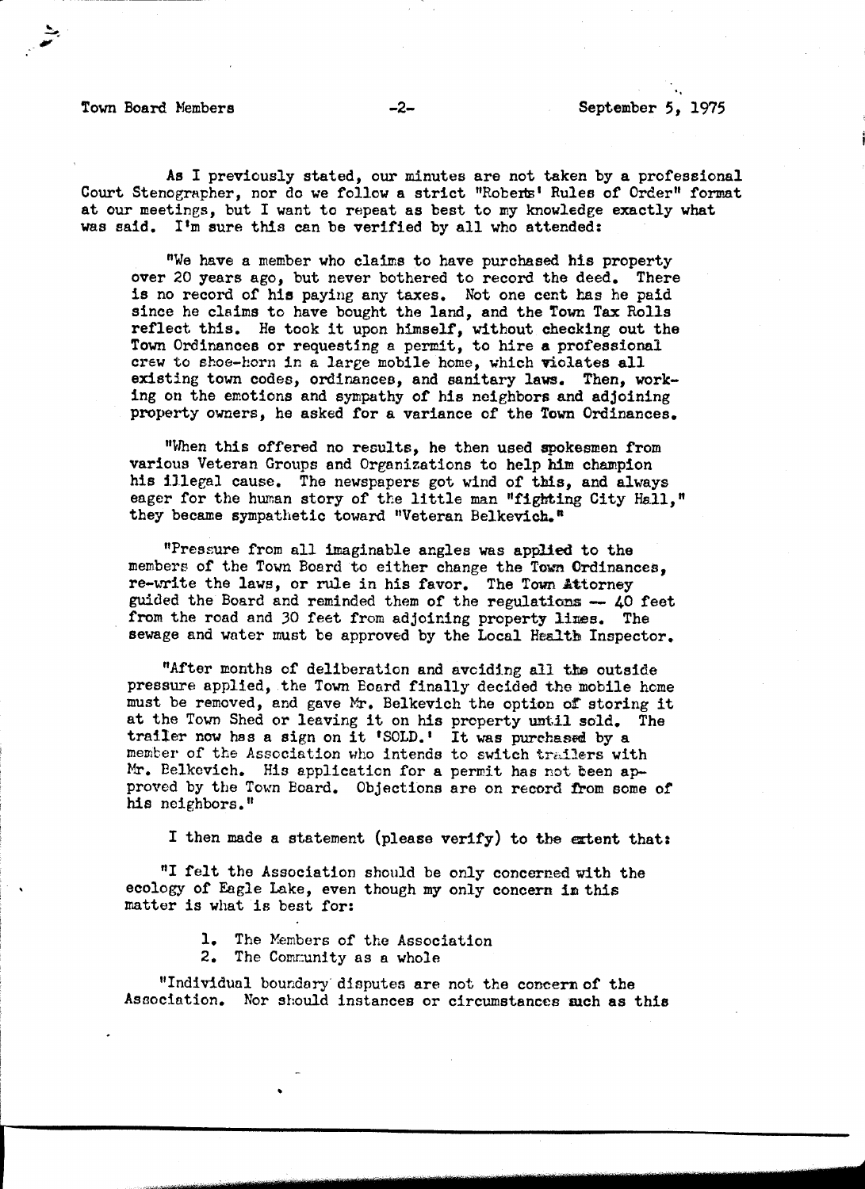As I previously stated, our minutes are not taken by a professional Court Stenographer, nor do we follow a strict "Roberts' Rules of Order" format at our meetings, but I want to repeat as best to my knowledge exactly what was said. I'm sure this can be verified by all who attended:

"We have a member who claims to have purchased his property over 20 years ago, but never bothered to record the deed. There is no record of his paying any taxes. Not one cent has he paid since he claims to have bought the land, and the Town Tax Rolls reflect this. He took it upon himself, without checking out the Town Ordinances or requesting a permit, to hire a professional crew to shoe-horn in a large mobile home, which violates all existing town codes, ordinances, and sanitary laws. Then, working on the emotions and sympathy of his neighbors and adjoining property owners, he asked for a variance of the Town Ordinances.

"When this offered no results, he then used spokesmen from various Veteran Groups and Organizations to help him champion his illegal cause. The newspapers got wind of this, and always eager for the human story of the little man "fighting City Hall," they became sympathetic toward "Veteran Belkevich."

"Pressure from all imaginable angles was applied to the members of the Town Board to either change the Town Ordinances, re-write the laws, or rule in his favor. The Town Attorney guided the Board and reminded them of the regulations -- 40 feet from the road and 30 feet from adjoining property lines. The sewage and water must be approved by the Local Health Inspector.

"After months of deliberation and avoiding all the outside pressure applied, the Town Board finally decided the mobile home must be removed, and gave Mr. Belkevich the option of storing it at the Town Shed or leaving it on his property until sold. The trailer now has a sign on it 'SOLD.' It was purchased by a member of the Association who intends to switch trailers with Mr. Belkevich. His application for a permit has not been approved by the Town Board. Objections are on record from some of his neighbors."

I then made a statement (please verify) to the extent that:

"I felt the Association should be only concerned with the ecology of Eagle Lake, even though my only concern in this matter is what is best for:

1. The Members of the Association
2. The Community as a whole

"Individual boundary disputes are not the concern of the Association. Nor should instances or circumstances such as this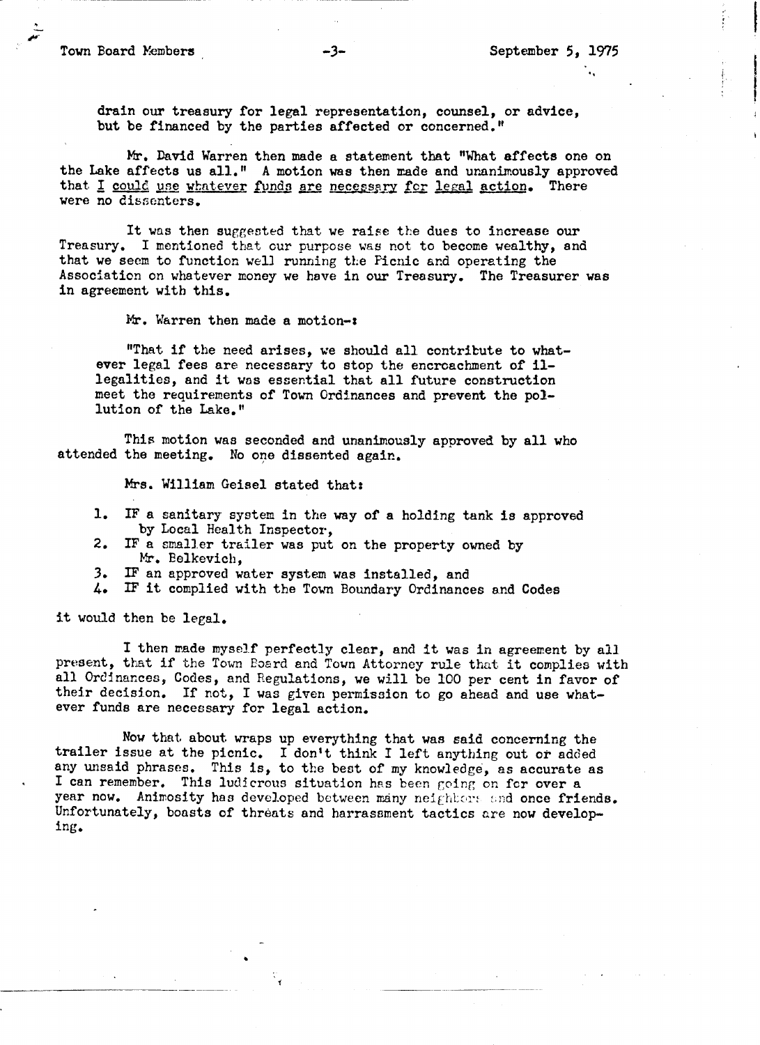drain our treasury for legal representation, counsel, or advice, but be financed by the parties affected or concerned."

Mr. David Warren then made a statement that "What affects one on the Lake affects us all." A motion was then made and unanimously approved that I could use whatever funds are necessary for legal action. There were no dissenters.

It was then suggested that we raise the dues to increase our Treasury. I mentioned that our purpose was not to become wealthy, and that we seem to function well running the Picnic and operating the Association on whatever money we have in our Treasury. The Treasurer was in agreement with this.

Mr. Warren then made a motion-:

"That if the need arises, we should all contribute to whatever legal fees are necessary to stop the encroachment of illegalities, and it was essential that all future construction meet the requirements of Town Ordinances and prevent the pollution of the Lake."

This motion was seconded and unanimously approved by all who attended the meeting. No one dissented again.

Mrs. William Geisel stated that:

1. IF a sanitary system in the way of a holding tank is approved by Local Health Inspector,
2. IF a smaller trailer was put on the property owned by Mr. Belkevich,
3. IF an approved water system was installed, and
4. IF it complied with the Town Boundary Ordinances and Codes

it would then be legal.

I then made myself perfectly clear, and it was in agreement by all present, that if the Town Board and Town Attorney rule that it complies with all Ordinances, Codes, and Regulations, we will be 100 per cent in favor of their decision. If not, I was given permission to go ahead and use whatever funds are necessary for legal action.

Now that about wraps up everything that was said concerning the trailer issue at the picnic. I don't think I left anything out or added any unsaid phrases. This is, to the best of my knowledge, as accurate as I can remember. This ludicrous situation has been going on for over a year now. Animosity has developed between many neighbors and once friends. Unfortunately, boasts of threats and harrassment tactics are now developing.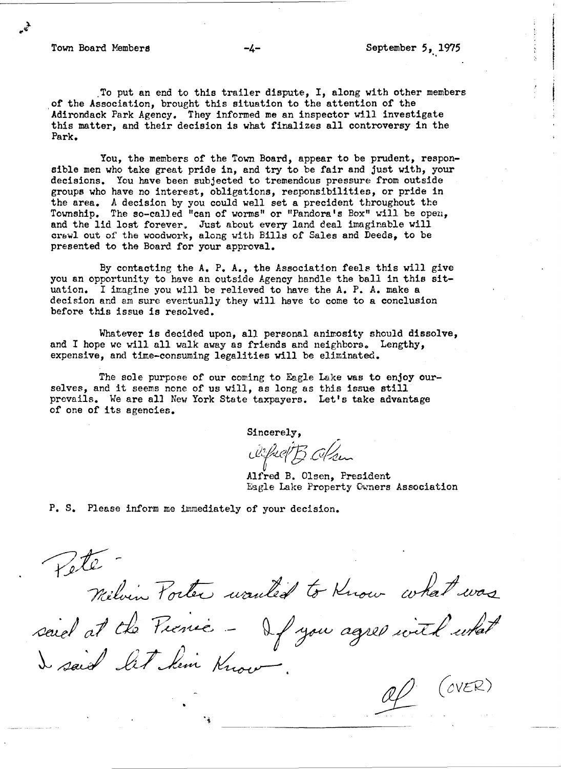To put an end to this trailer dispute, I, along with other members of the Association, brought this situation to the attention of the Adirondack Park Agency. They informed me an inspector will investigate this matter, and their decision is what finalizes all controversy in the Park.

You, the members of the Town Board, appear to be prudent, responsible men who take great pride in, and try to be fair and just with, your decisions. You have been subjected to tremendous pressure from outside groups who have no interest, obligations, responsibilities, or pride in the area. A decision by you could well set a precident throughout the Township. The so-called "can of worms" or "Pandora's Box" will be open, and the lid lost forever. Just about every land deal imaginable will crawl out of the woodwork, along with Bills of Sales and Deeds, to be presented to the Board for your approval.

By contacting the A. P. A., the Association feels this will give you an opportunity to have an outside Agency handle the ball in this situation. I imagine you will be relieved to have the A. P. A. make a decision and am sure eventually they will have to come to a conclusion before this issue is resolved.

Whatever is decided upon, all personal animosity should dissolve, and I hope we will all walk away as friends and neighbors. Lengthy, expensive, and time-consuming legalities will be eliminated.

The sole purpose of our coming to Eagle Lake was to enjoy ourselves, and it seems none of us will, as long as this issue still prevails. We are all New York State taxpayers. Let's take advantage of one of its agencies.

Sincerely,

Alfred B. Olsen

Alfred B. Olsen, President
Eagle Lake Property Owners Association

P. S. Please inform me immediately of your decision.

Pete -
Melvin Porter wanted to know what was said at the Picnic - If you agree with what I said let him know.

Al (OVER)